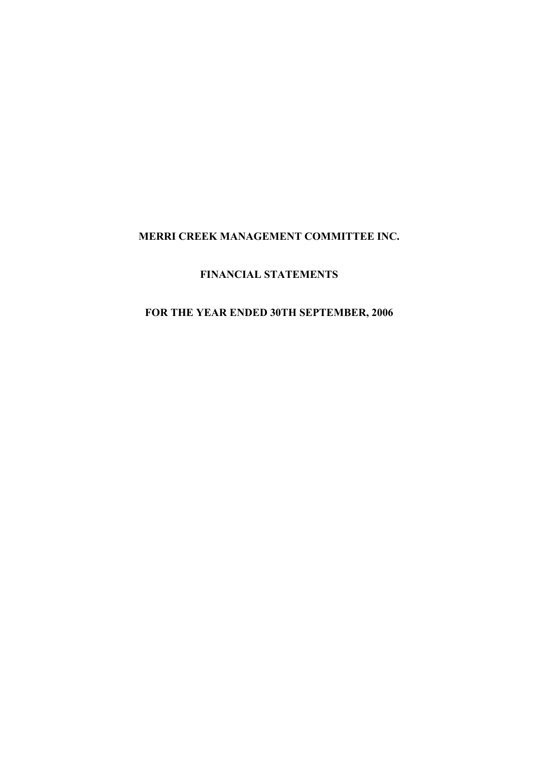# MERRI CREEK MANAGEMENT COMMITTEE INC.

## FINANCIAL STATEMENTS

## FOR THE YEAR ENDED 30TH SEPTEMBER, 2006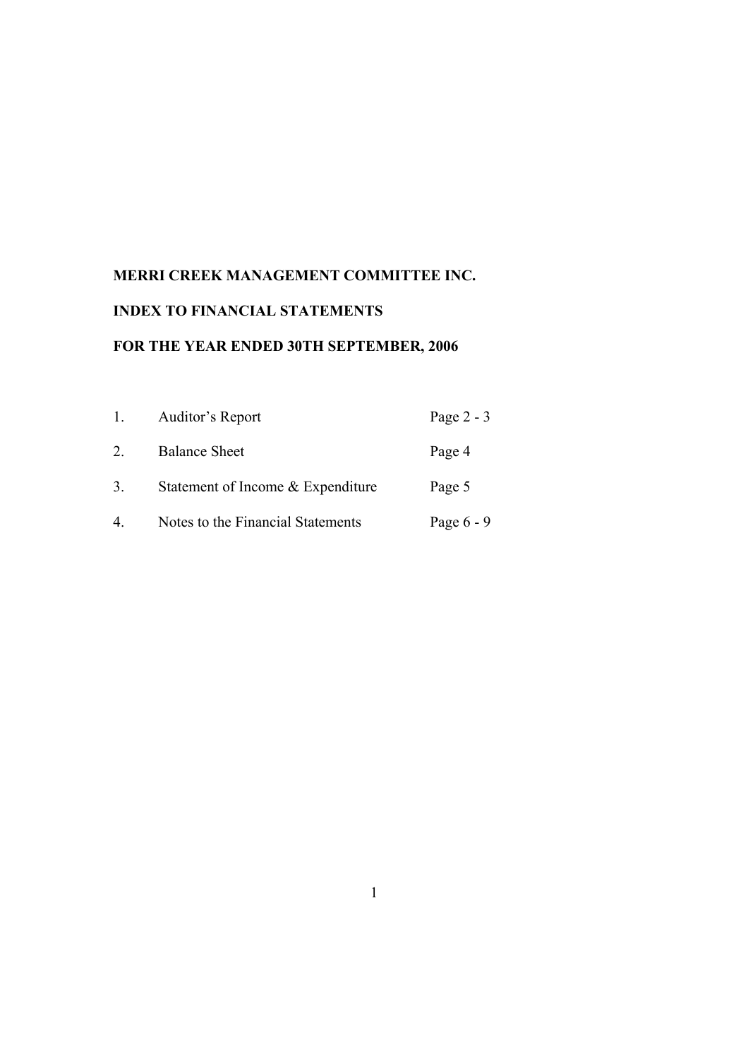**MERRI CREEK MANAGEMENT COMMITTEE INC.**

**INDEX TO FINANCIAL STATEMENTS**

**FOR THE YEAR ENDED 30TH SEPTEMBER, 2006**

| | | |
|---|---|---|
| 1. | Auditor's Report | Page 2 - 3 |
| 2. | Balance Sheet | Page 4 |
| 3. | Statement of Income & Expenditure | Page 5 |
| 4. | Notes to the Financial Statements | Page 6 - 9 |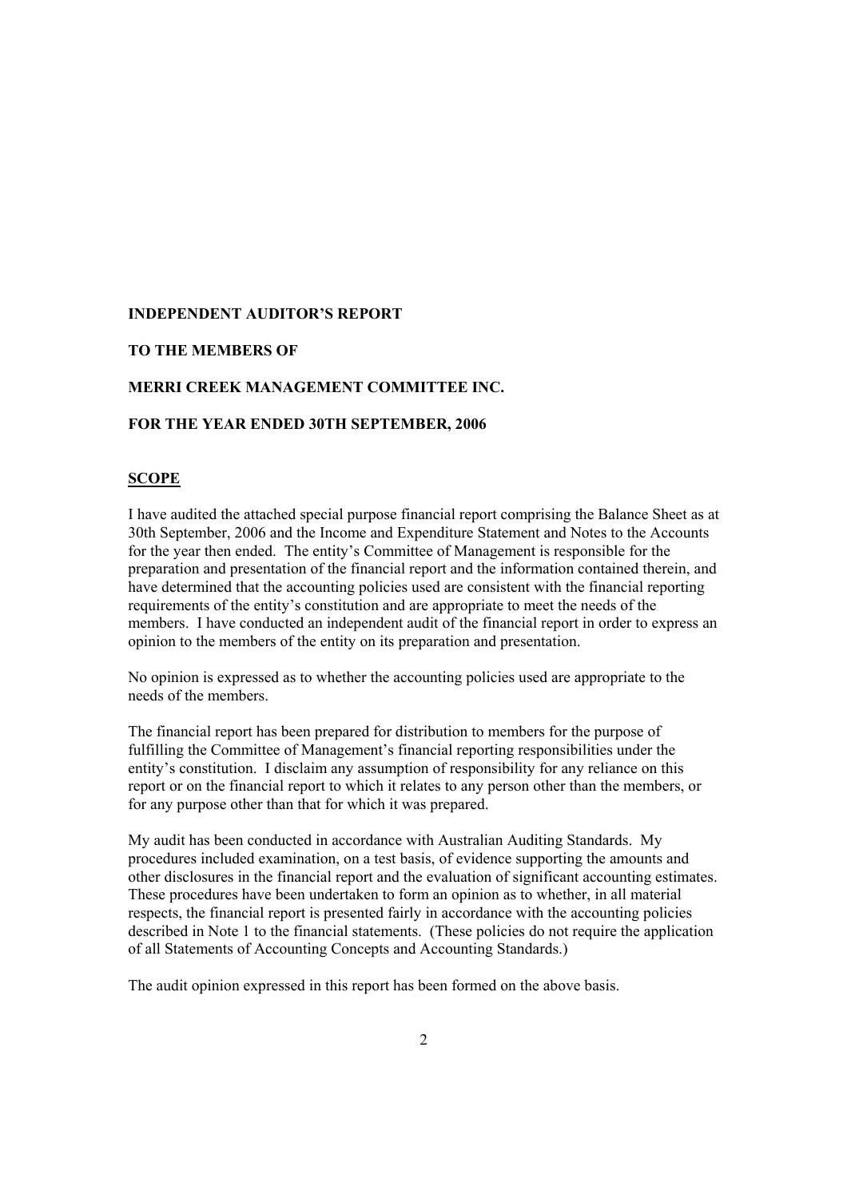**INDEPENDENT AUDITOR'S REPORT**

**TO THE MEMBERS OF**

**MERRI CREEK MANAGEMENT COMMITTEE INC.**

**FOR THE YEAR ENDED 30TH SEPTEMBER, 2006**

## SCOPE

I have audited the attached special purpose financial report comprising the Balance Sheet as at 30th September, 2006 and the Income and Expenditure Statement and Notes to the Accounts for the year then ended. The entity's Committee of Management is responsible for the preparation and presentation of the financial report and the information contained therein, and have determined that the accounting policies used are consistent with the financial reporting requirements of the entity's constitution and are appropriate to meet the needs of the members. I have conducted an independent audit of the financial report in order to express an opinion to the members of the entity on its preparation and presentation.

No opinion is expressed as to whether the accounting policies used are appropriate to the needs of the members.

The financial report has been prepared for distribution to members for the purpose of fulfilling the Committee of Management's financial reporting responsibilities under the entity's constitution. I disclaim any assumption of responsibility for any reliance on this report or on the financial report to which it relates to any person other than the members, or for any purpose other than that for which it was prepared.

My audit has been conducted in accordance with Australian Auditing Standards. My procedures included examination, on a test basis, of evidence supporting the amounts and other disclosures in the financial report and the evaluation of significant accounting estimates. These procedures have been undertaken to form an opinion as to whether, in all material respects, the financial report is presented fairly in accordance with the accounting policies described in Note 1 to the financial statements. (These policies do not require the application of all Statements of Accounting Concepts and Accounting Standards.)

The audit opinion expressed in this report has been formed on the above basis.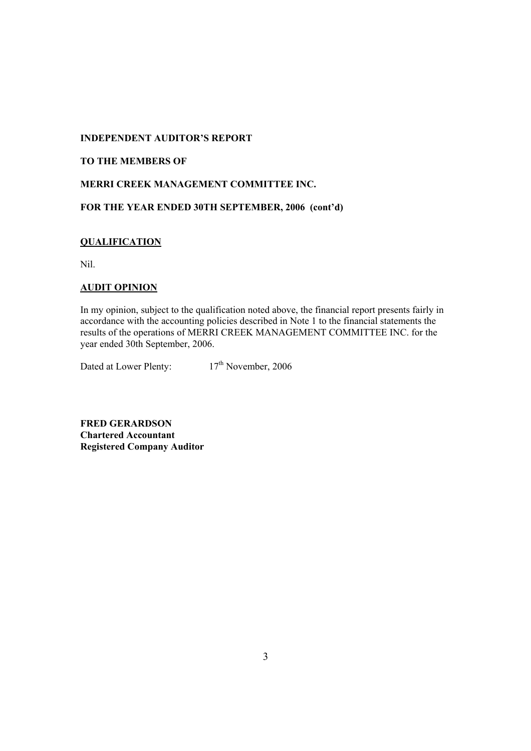**INDEPENDENT AUDITOR'S REPORT**

**TO THE MEMBERS OF**

**MERRI CREEK MANAGEMENT COMMITTEE INC.**

**FOR THE YEAR ENDED 30TH SEPTEMBER, 2006 (cont'd)**

## QUALIFICATION

Nil.

## AUDIT OPINION

In my opinion, subject to the qualification noted above, the financial report presents fairly in accordance with the accounting policies described in Note 1 to the financial statements the results of the operations of MERRI CREEK MANAGEMENT COMMITTEE INC. for the year ended 30th September, 2006.

Dated at Lower Plenty: 17th November, 2006

**FRED GERARDSON**
**Chartered Accountant**
**Registered Company Auditor**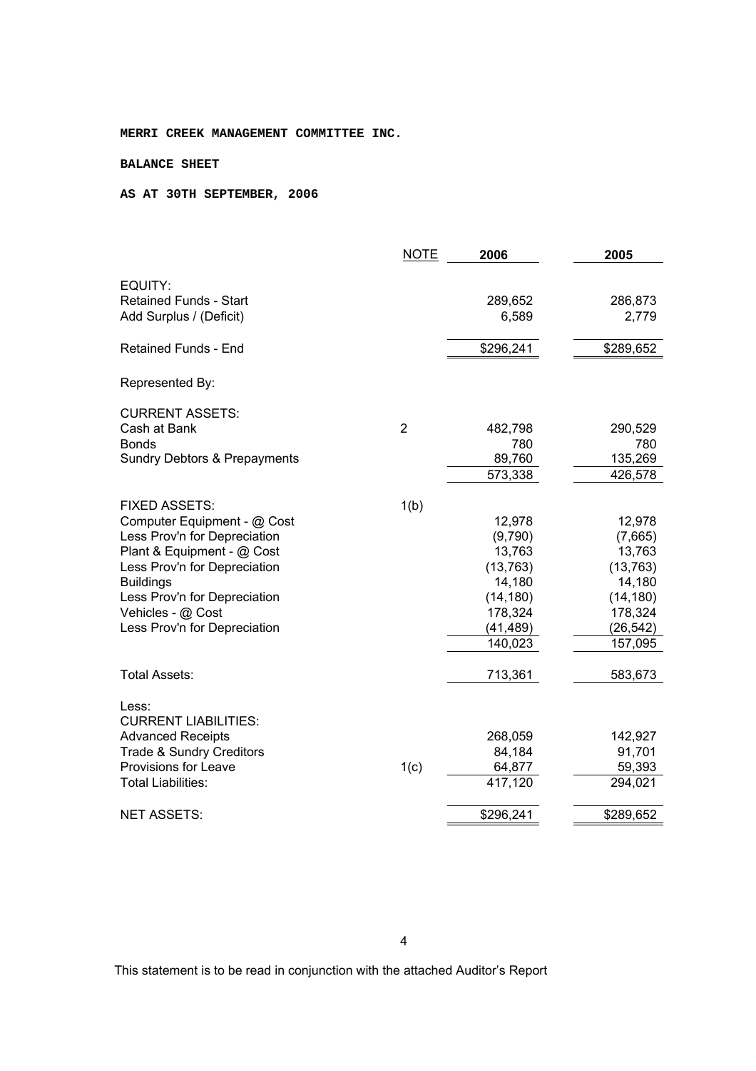**MERRI CREEK MANAGEMENT COMMITTEE INC.**

**BALANCE SHEET**

**AS AT 30TH SEPTEMBER, 2006**

| | NOTE | 2006 | 2005 |
|---|---|---|---|
| EQUITY: | | | |
| Retained Funds - Start | | 289,652 | 286,873 |
| Add Surplus / (Deficit) | | 6,589 | 2,779 |
| Retained Funds - End | | $296,241 | $289,652 |
| Represented By: | | | |
| CURRENT ASSETS: | | | |
| Cash at Bank | 2 | 482,798 | 290,529 |
| Bonds | | 780 | 780 |
| Sundry Debtors & Prepayments | | 89,760 | 135,269 |
| | | 573,338 | 426,578 |
| FIXED ASSETS: | 1(b) | | |
| Computer Equipment - @ Cost | | 12,978 | 12,978 |
| Less Prov'n for Depreciation | | (9,790) | (7,665) |
| Plant & Equipment - @ Cost | | 13,763 | 13,763 |
| Less Prov'n for Depreciation | | (13,763) | (13,763) |
| Buildings | | 14,180 | 14,180 |
| Less Prov'n for Depreciation | | (14,180) | (14,180) |
| Vehicles - @ Cost | | 178,324 | 178,324 |
| Less Prov'n for Depreciation | | (41,489) | (26,542) |
| | | 140,023 | 157,095 |
| Total Assets: | | 713,361 | 583,673 |
| Less: | | | |
| CURRENT LIABILITIES: | | | |
| Advanced Receipts | | 268,059 | 142,927 |
| Trade & Sundry Creditors | | 84,184 | 91,701 |
| Provisions for Leave | 1(c) | 64,877 | 59,393 |
| Total Liabilities: | | 417,120 | 294,021 |
| NET ASSETS: | | $296,241 | $289,652 |

This statement is to be read in conjunction with the attached Auditor's Report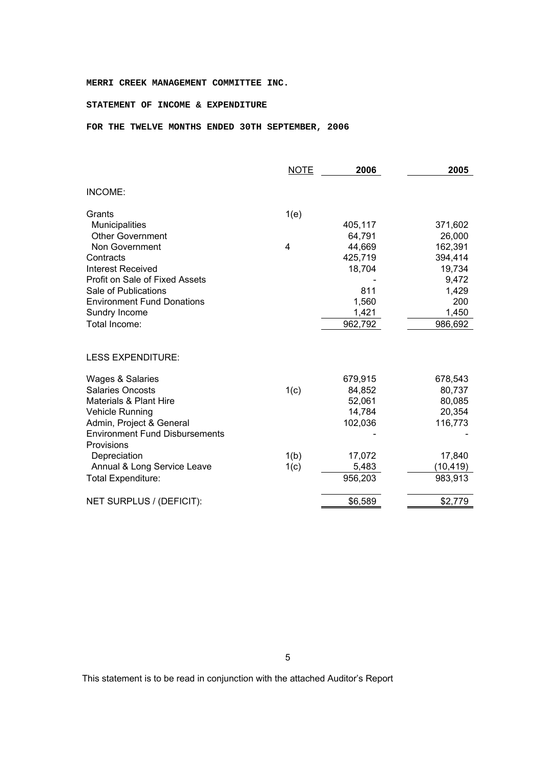**MERRI CREEK MANAGEMENT COMMITTEE INC.**

**STATEMENT OF INCOME & EXPENDITURE**

**FOR THE TWELVE MONTHS ENDED 30TH SEPTEMBER, 2006**

| | NOTE | 2006 | 2005 |
|---|---|---|---|
| INCOME: | | | |
| Grants | 1(e) | | |
| Municipalities | | 405,117 | 371,602 |
| Other Government | | 64,791 | 26,000 |
| Non Government | 4 | 44,669 | 162,391 |
| Contracts | | 425,719 | 394,414 |
| Interest Received | | 18,704 | 19,734 |
| Profit on Sale of Fixed Assets | | - | 9,472 |
| Sale of Publications | | 811 | 1,429 |
| Environment Fund Donations | | 1,560 | 200 |
| Sundry Income | | 1,421 | 1,450 |
| Total Income: | | 962,792 | 986,692 |
| LESS EXPENDITURE: | | | |
| Wages & Salaries | | 679,915 | 678,543 |
| Salaries Oncosts | 1(c) | 84,852 | 80,737 |
| Materials & Plant Hire | | 52,061 | 80,085 |
| Vehicle Running | | 14,784 | 20,354 |
| Admin, Project & General | | 102,036 | 116,773 |
| Environment Fund Disbursements | | - | - |
| Provisions | | | |
| Depreciation | 1(b) | 17,072 | 17,840 |
| Annual & Long Service Leave | 1(c) | 5,483 | (10,419) |
| Total Expenditure: | | 956,203 | 983,913 |
| NET SURPLUS / (DEFICIT): | | $6,589 | $2,779 |

This statement is to be read in conjunction with the attached Auditor's Report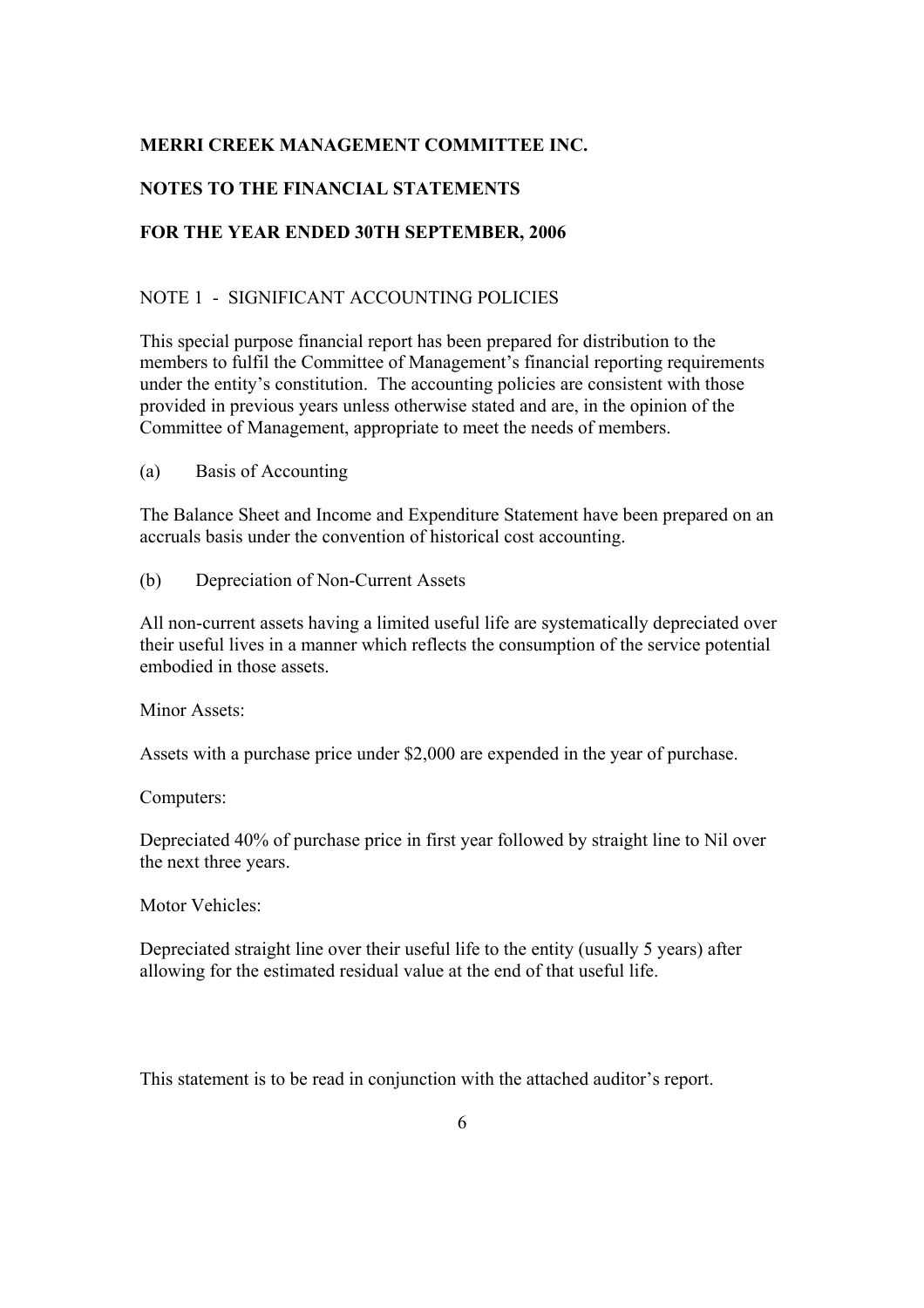**MERRI CREEK MANAGEMENT COMMITTEE INC.**

**NOTES TO THE FINANCIAL STATEMENTS**

**FOR THE YEAR ENDED 30TH SEPTEMBER, 2006**

NOTE 1 - SIGNIFICANT ACCOUNTING POLICIES

This special purpose financial report has been prepared for distribution to the members to fulfil the Committee of Management's financial reporting requirements under the entity's constitution. The accounting policies are consistent with those provided in previous years unless otherwise stated and are, in the opinion of the Committee of Management, appropriate to meet the needs of members.

(a) Basis of Accounting

The Balance Sheet and Income and Expenditure Statement have been prepared on an accruals basis under the convention of historical cost accounting.

(b) Depreciation of Non-Current Assets

All non-current assets having a limited useful life are systematically depreciated over their useful lives in a manner which reflects the consumption of the service potential embodied in those assets.

Minor Assets:

Assets with a purchase price under $2,000 are expended in the year of purchase.

Computers:

Depreciated 40% of purchase price in first year followed by straight line to Nil over the next three years.

Motor Vehicles:

Depreciated straight line over their useful life to the entity (usually 5 years) after allowing for the estimated residual value at the end of that useful life.

This statement is to be read in conjunction with the attached auditor's report.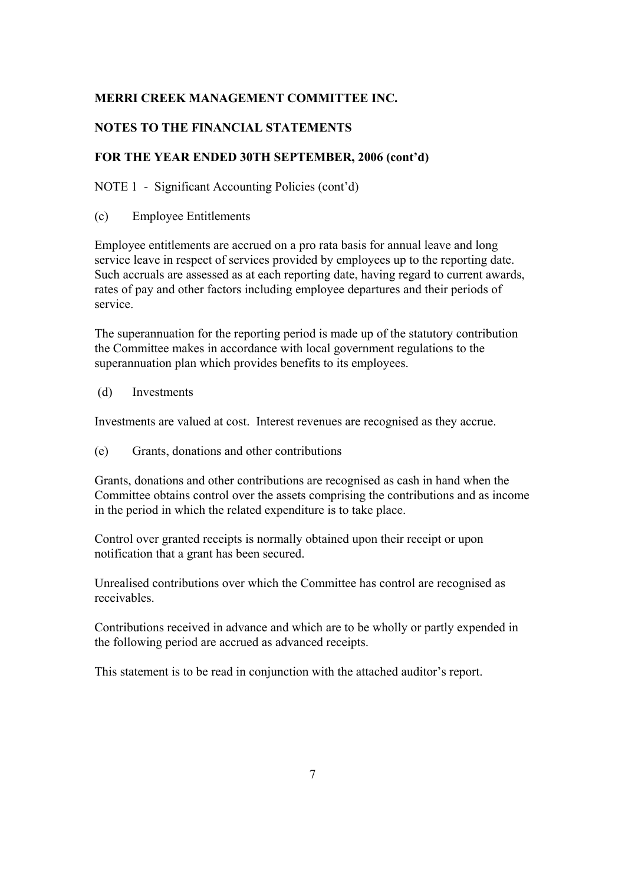**MERRI CREEK MANAGEMENT COMMITTEE INC.**

**NOTES TO THE FINANCIAL STATEMENTS**

**FOR THE YEAR ENDED 30TH SEPTEMBER, 2006 (cont'd)**

NOTE 1 - Significant Accounting Policies (cont'd)

(c) Employee Entitlements

Employee entitlements are accrued on a pro rata basis for annual leave and long service leave in respect of services provided by employees up to the reporting date. Such accruals are assessed as at each reporting date, having regard to current awards, rates of pay and other factors including employee departures and their periods of service.

The superannuation for the reporting period is made up of the statutory contribution the Committee makes in accordance with local government regulations to the superannuation plan which provides benefits to its employees.

(d) Investments

Investments are valued at cost. Interest revenues are recognised as they accrue.

(e) Grants, donations and other contributions

Grants, donations and other contributions are recognised as cash in hand when the Committee obtains control over the assets comprising the contributions and as income in the period in which the related expenditure is to take place.

Control over granted receipts is normally obtained upon their receipt or upon notification that a grant has been secured.

Unrealised contributions over which the Committee has control are recognised as receivables.

Contributions received in advance and which are to be wholly or partly expended in the following period are accrued as advanced receipts.

This statement is to be read in conjunction with the attached auditor's report.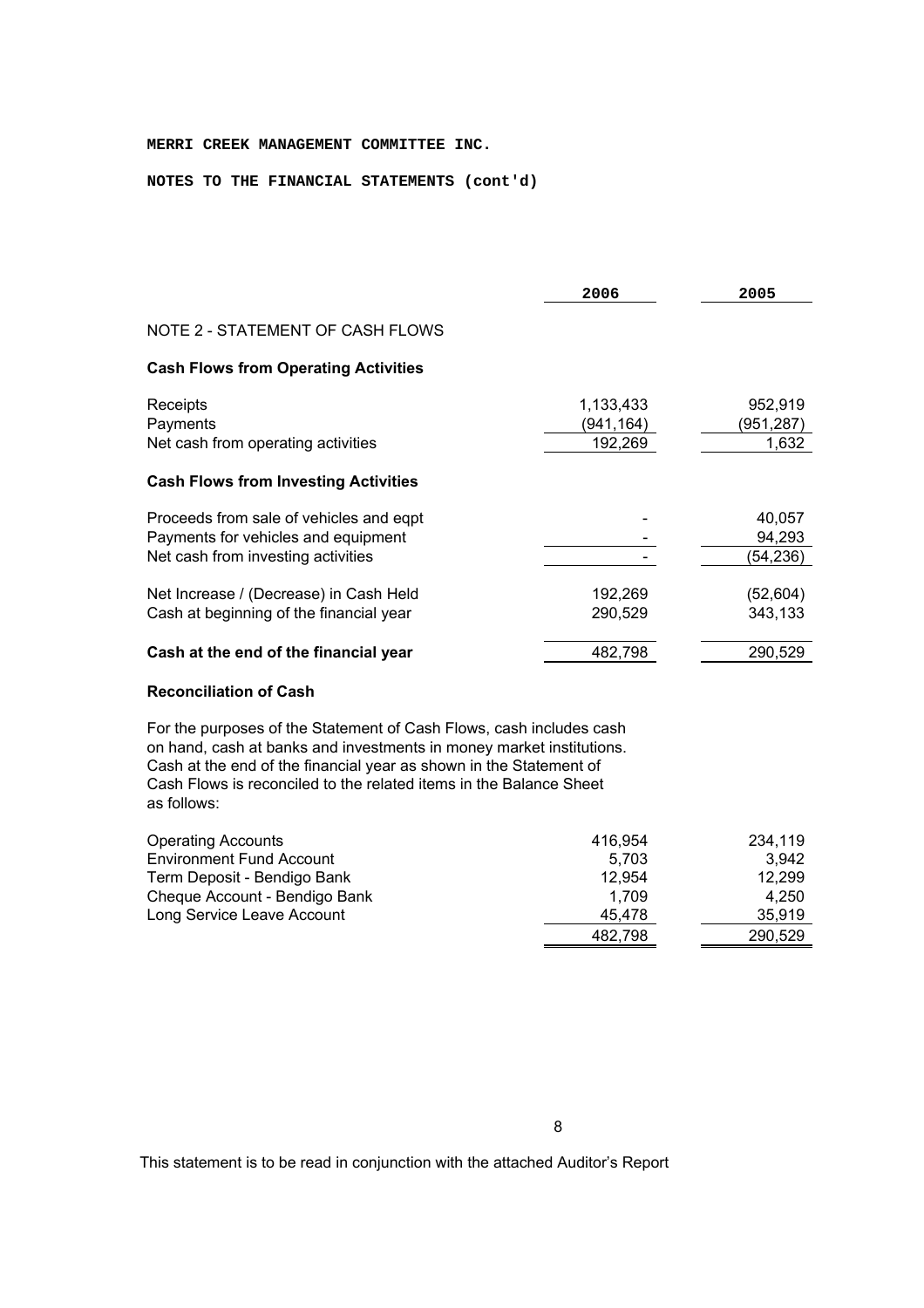**MERRI CREEK MANAGEMENT COMMITTEE INC.**

**NOTES TO THE FINANCIAL STATEMENTS (cont'd)**

| | 2006 | 2005 |
|---|---|---|
| NOTE 2 - STATEMENT OF CASH FLOWS | | |
| **Cash Flows from Operating Activities** | | |
| Receipts | 1,133,433 | 952,919 |
| Payments | (941,164) | (951,287) |
| Net cash from operating activities | 192,269 | 1,632 |
| **Cash Flows from Investing Activities** | | |
| Proceeds from sale of vehicles and eqpt | - | 40,057 |
| Payments for vehicles and equipment | - | 94,293 |
| Net cash from investing activities | - | (54,236) |
| Net Increase / (Decrease) in Cash Held | 192,269 | (52,604) |
| Cash at beginning of the financial year | 290,529 | 343,133 |
| **Cash at the end of the financial year** | 482,798 | 290,529 |

**Reconciliation of Cash**

For the purposes of the Statement of Cash Flows, cash includes cash on hand, cash at banks and investments in money market institutions. Cash at the end of the financial year as shown in the Statement of Cash Flows is reconciled to the related items in the Balance Sheet as follows:

| | 2006 | 2005 |
|---|---|---|
| Operating Accounts | 416,954 | 234,119 |
| Environment Fund Account | 5,703 | 3,942 |
| Term Deposit - Bendigo Bank | 12,954 | 12,299 |
| Cheque Account - Bendigo Bank | 1,709 | 4,250 |
| Long Service Leave Account | 45,478 | 35,919 |
| | 482,798 | 290,529 |

This statement is to be read in conjunction with the attached Auditor's Report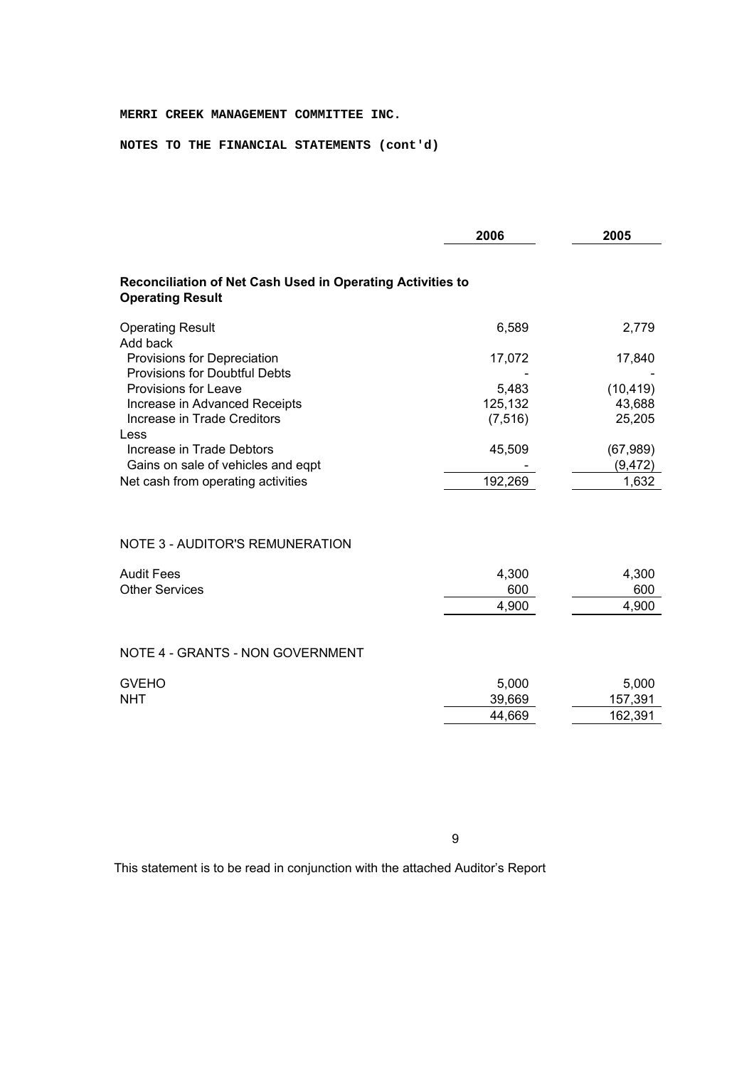**MERRI CREEK MANAGEMENT COMMITTEE INC.**

**NOTES TO THE FINANCIAL STATEMENTS (cont'd)**

| | 2006 | 2005 |
|---|---|---|
| **Reconciliation of Net Cash Used in Operating Activities to Operating Result** | | |
| Operating Result | 6,589 | 2,779 |
| Add back | | |
| Provisions for Depreciation | 17,072 | 17,840 |
| Provisions for Doubtful Debts | - | - |
| Provisions for Leave | 5,483 | (10,419) |
| Increase in Advanced Receipts | 125,132 | 43,688 |
| Increase in Trade Creditors | (7,516) | 25,205 |
| Less | | |
| Increase in Trade Debtors | 45,509 | (67,989) |
| Gains on sale of vehicles and eqpt | - | (9,472) |
| Net cash from operating activities | 192,269 | 1,632 |

NOTE 3 - AUDITOR'S REMUNERATION

| | 2006 | 2005 |
|---|---|---|
| Audit Fees | 4,300 | 4,300 |
| Other Services | 600 | 600 |
| | 4,900 | 4,900 |

NOTE 4 - GRANTS - NON GOVERNMENT

| | 2006 | 2005 |
|---|---|---|
| GVEHO | 5,000 | 5,000 |
| NHT | 39,669 | 157,391 |
| | 44,669 | 162,391 |

This statement is to be read in conjunction with the attached Auditor's Report